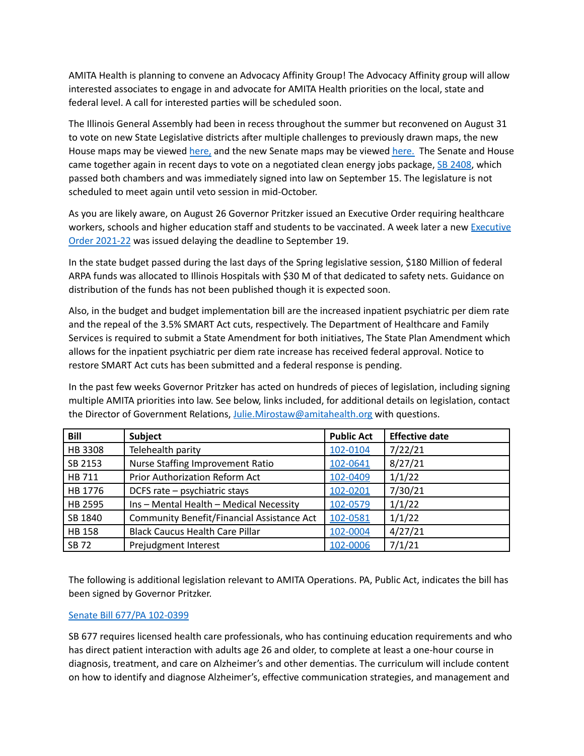AMITA Health is planning to convene an Advocacy Affinity Group! The Advocacy Affinity group will allow interested associates to engage in and advocate for AMITA Health priorities on the local, state and federal level. A call for interested parties will be scheduled soon.

The Illinois General Assembly had been in recess throughout the summer but reconvened on August 31 to vote on new State Legislative districts after multiple challenges to previously drawn maps, the new House maps may be viewed here, and the new Senate maps may be viewed here. The Senate and House came together again in recent days to vote on a negotiated clean energy jobs package, SB 2408, which passed both chambers and was immediately signed into law on September 15. The legislature is not scheduled to meet again until veto session in mid-October.

As you are likely aware, on August 26 Governor Pritzker issued an Executive Order requiring healthcare workers, schools and higher education staff and students to be vaccinated. A week later a new Executive Order 2021-22 was issued delaying the deadline to September 19.

In the state budget passed during the last days of the Spring legislative session, $180 Million of federal ARPA funds was allocated to Illinois Hospitals with $30 M of that dedicated to safety nets. Guidance on distribution of the funds has not been published though it is expected soon.

Also, in the budget and budget implementation bill are the increased inpatient psychiatric per diem rate and the repeal of the 3.5% SMART Act cuts, respectively. The Department of Healthcare and Family Services is required to submit a State Amendment for both initiatives, The State Plan Amendment which allows for the inpatient psychiatric per diem rate increase has received federal approval. Notice to restore SMART Act cuts has been submitted and a federal response is pending.

In the past few weeks Governor Pritzker has acted on hundreds of pieces of legislation, including signing multiple AMITA priorities into law. See below, links included, for additional details on legislation, contact the Director of Government Relations, Julie.Mirostaw@amitahealth.org with questions.

| Bill | Subject | Public Act | Effective date |
|---|---|---|---|
| HB 3308 | Telehealth parity | 102-0104 | 7/22/21 |
| SB 2153 | Nurse Staffing Improvement Ratio | 102-0641 | 8/27/21 |
| HB 711 | Prior Authorization Reform Act | 102-0409 | 1/1/22 |
| HB 1776 | DCFS rate – psychiatric stays | 102-0201 | 7/30/21 |
| HB 2595 | Ins – Mental Health – Medical Necessity | 102-0579 | 1/1/22 |
| SB 1840 | Community Benefit/Financial Assistance Act | 102-0581 | 1/1/22 |
| HB 158 | Black Caucus Health Care Pillar | 102-0004 | 4/27/21 |
| SB 72 | Prejudgment Interest | 102-0006 | 7/1/21 |

The following is additional legislation relevant to AMITA Operations. PA, Public Act, indicates the bill has been signed by Governor Pritzker.

Senate Bill 677/PA 102-0399

SB 677 requires licensed health care professionals, who has continuing education requirements and who has direct patient interaction with adults age 26 and older, to complete at least a one-hour course in diagnosis, treatment, and care on Alzheimer's and other dementias. The curriculum will include content on how to identify and diagnose Alzheimer's, effective communication strategies, and management and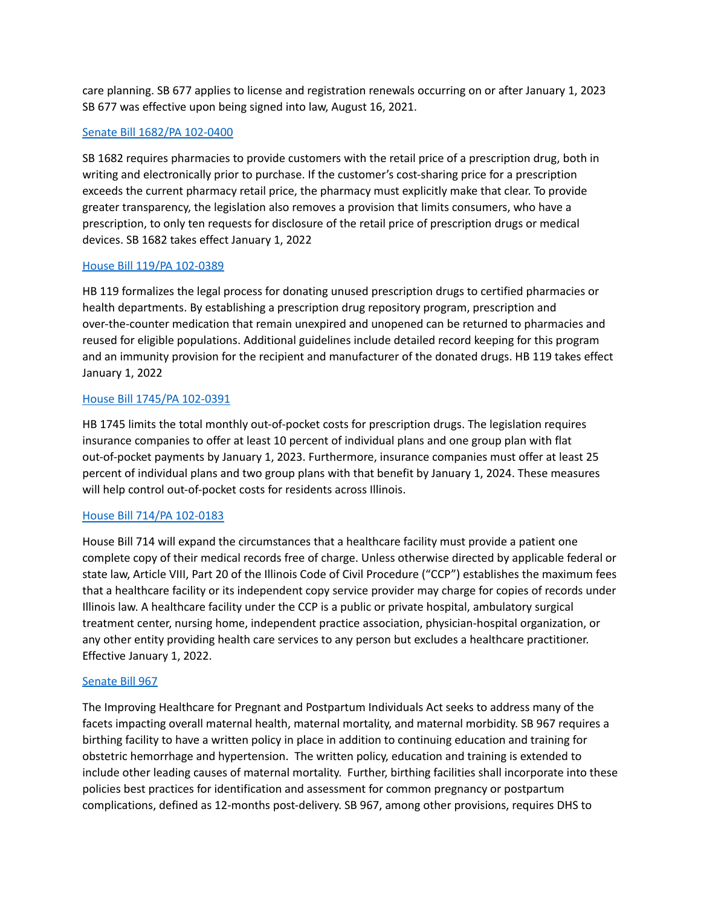care planning. SB 677 applies to license and registration renewals occurring on or after January 1, 2023 SB 677 was effective upon being signed into law, August 16, 2021.

[Senate Bill 1682/PA 102-0400]

SB 1682 requires pharmacies to provide customers with the retail price of a prescription drug, both in writing and electronically prior to purchase. If the customer's cost-sharing price for a prescription exceeds the current pharmacy retail price, the pharmacy must explicitly make that clear. To provide greater transparency, the legislation also removes a provision that limits consumers, who have a prescription, to only ten requests for disclosure of the retail price of prescription drugs or medical devices. SB 1682 takes effect January 1, 2022

[House Bill 119/PA 102-0389]

HB 119 formalizes the legal process for donating unused prescription drugs to certified pharmacies or health departments. By establishing a prescription drug repository program, prescription and over-the-counter medication that remain unexpired and unopened can be returned to pharmacies and reused for eligible populations. Additional guidelines include detailed record keeping for this program and an immunity provision for the recipient and manufacturer of the donated drugs. HB 119 takes effect January 1, 2022

[House Bill 1745/PA 102-0391]

HB 1745 limits the total monthly out-of-pocket costs for prescription drugs. The legislation requires insurance companies to offer at least 10 percent of individual plans and one group plan with flat out-of-pocket payments by January 1, 2023. Furthermore, insurance companies must offer at least 25 percent of individual plans and two group plans with that benefit by January 1, 2024. These measures will help control out-of-pocket costs for residents across Illinois.

[House Bill 714/PA 102-0183]

House Bill 714 will expand the circumstances that a healthcare facility must provide a patient one complete copy of their medical records free of charge. Unless otherwise directed by applicable federal or state law, Article VIII, Part 20 of the Illinois Code of Civil Procedure ("CCP") establishes the maximum fees that a healthcare facility or its independent copy service provider may charge for copies of records under Illinois law. A healthcare facility under the CCP is a public or private hospital, ambulatory surgical treatment center, nursing home, independent practice association, physician-hospital organization, or any other entity providing health care services to any person but excludes a healthcare practitioner. Effective January 1, 2022.

[Senate Bill 967]

The Improving Healthcare for Pregnant and Postpartum Individuals Act seeks to address many of the facets impacting overall maternal health, maternal mortality, and maternal morbidity. SB 967 requires a birthing facility to have a written policy in place in addition to continuing education and training for obstetric hemorrhage and hypertension. The written policy, education and training is extended to include other leading causes of maternal mortality. Further, birthing facilities shall incorporate into these policies best practices for identification and assessment for common pregnancy or postpartum complications, defined as 12-months post-delivery. SB 967, among other provisions, requires DHS to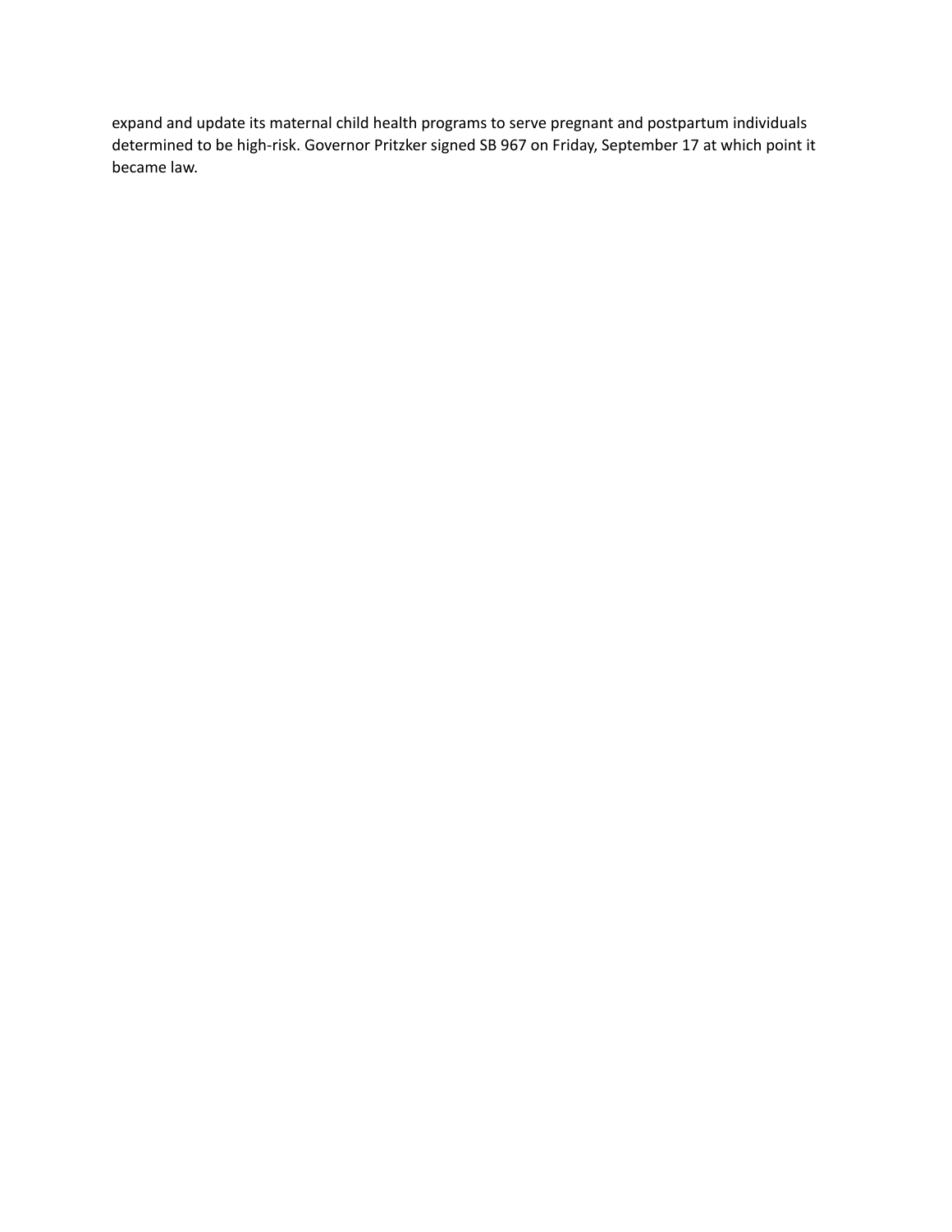expand and update its maternal child health programs to serve pregnant and postpartum individuals determined to be high-risk. Governor Pritzker signed SB 967 on Friday, September 17 at which point it became law.